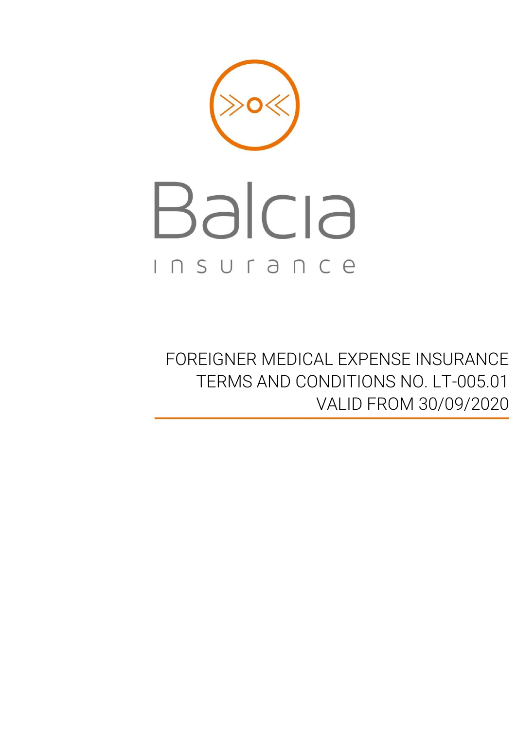Balcia

insurance

# FOREIGNER MEDICAL EXPENSE INSURANCE TERMS AND CONDITIONS NO. LT-005.01 VALID FROM 30/09/2020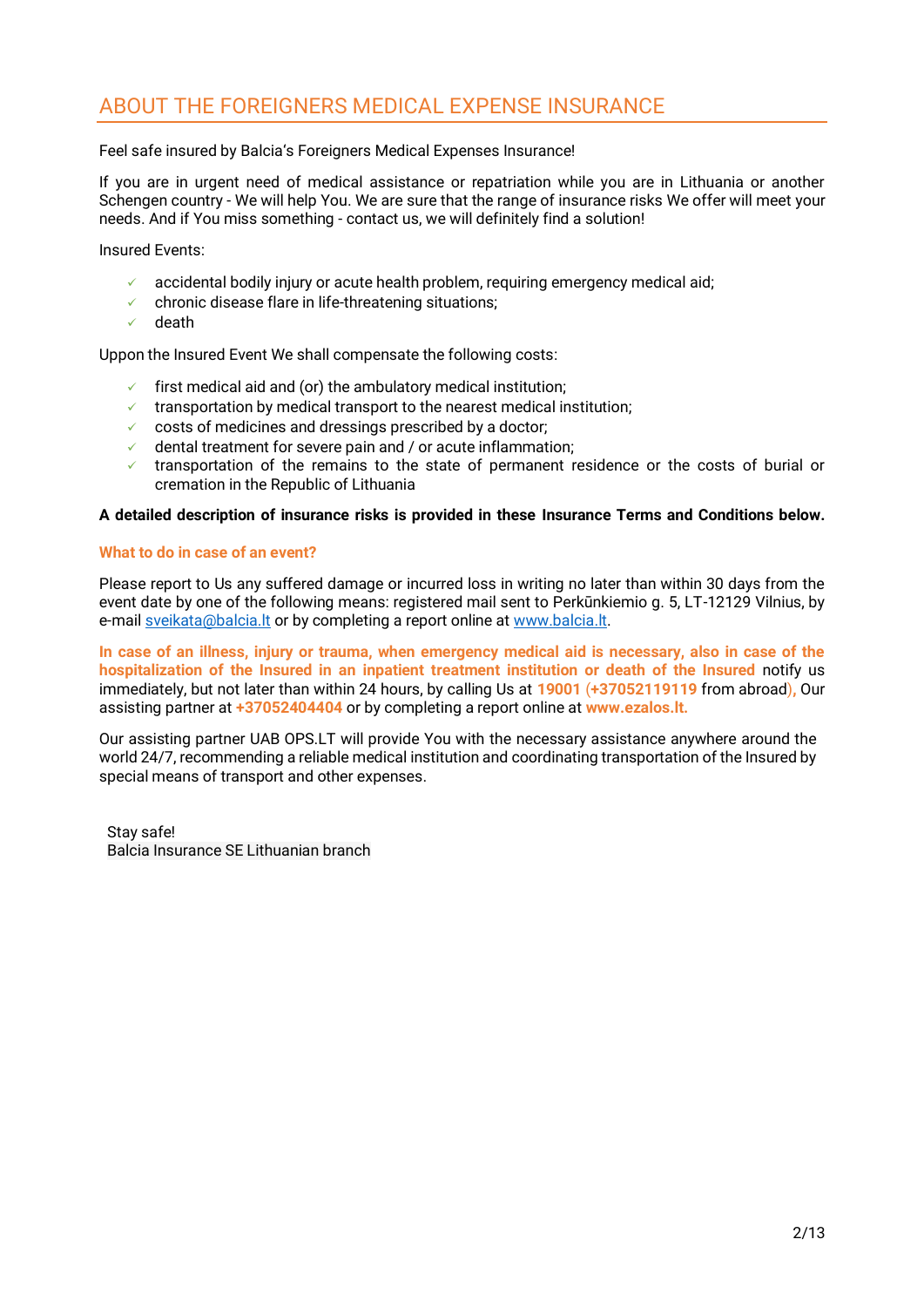# ABOUT THE FOREIGNERS MEDICAL EXPENSE INSURANCE

Feel safe insured by Balcia's Foreigners Medical Expenses Insurance!

If you are in urgent need of medical assistance or repatriation while you are in Lithuania or another Schengen country - We will help You. We are sure that the range of insurance risks We offer will meet your needs. And if You miss something - contact us, we will definitely find a solution!

Insured Events:

- accidental bodily injury or acute health problem, requiring emergency medical aid;
- chronic disease flare in life-threatening situations;
- death

Uppon the Insured Event We shall compensate the following costs:

- first medical aid and (or) the ambulatory medical institution;
- transportation by medical transport to the nearest medical institution;
- costs of medicines and dressings prescribed by a doctor;
- dental treatment for severe pain and / or acute inflammation;
- transportation of the remains to the state of permanent residence or the costs of burial or cremation in the Republic of Lithuania

**A detailed description of insurance risks is provided in these Insurance Terms and Conditions below.**

**What to do in case of an event?**

Please report to Us any suffered damage or incurred loss in writing no later than within 30 days from the event date by one of the following means: registered mail sent to Perkūnkiemio g. 5, LT-12129 Vilnius, by e-mail sveikata@balcia.lt or by completing a report online at www.balcia.lt.

**In case of an illness, injury or trauma, when emergency medical aid is necessary, also in case of the hospitalization of the Insured in an inpatient treatment institution or death of the Insured** notify us immediately, but not later than within 24 hours, by calling Us at **19001** (**+37052119119** from abroad), Our assisting partner at **+37052404404** or by completing a report online at **www.ezalos.lt.**

Our assisting partner UAB OPS.LT will provide You with the necessary assistance anywhere around the world 24/7, recommending a reliable medical institution and coordinating transportation of the Insured by special means of transport and other expenses.

Stay safe!
Balcia Insurance SE Lithuanian branch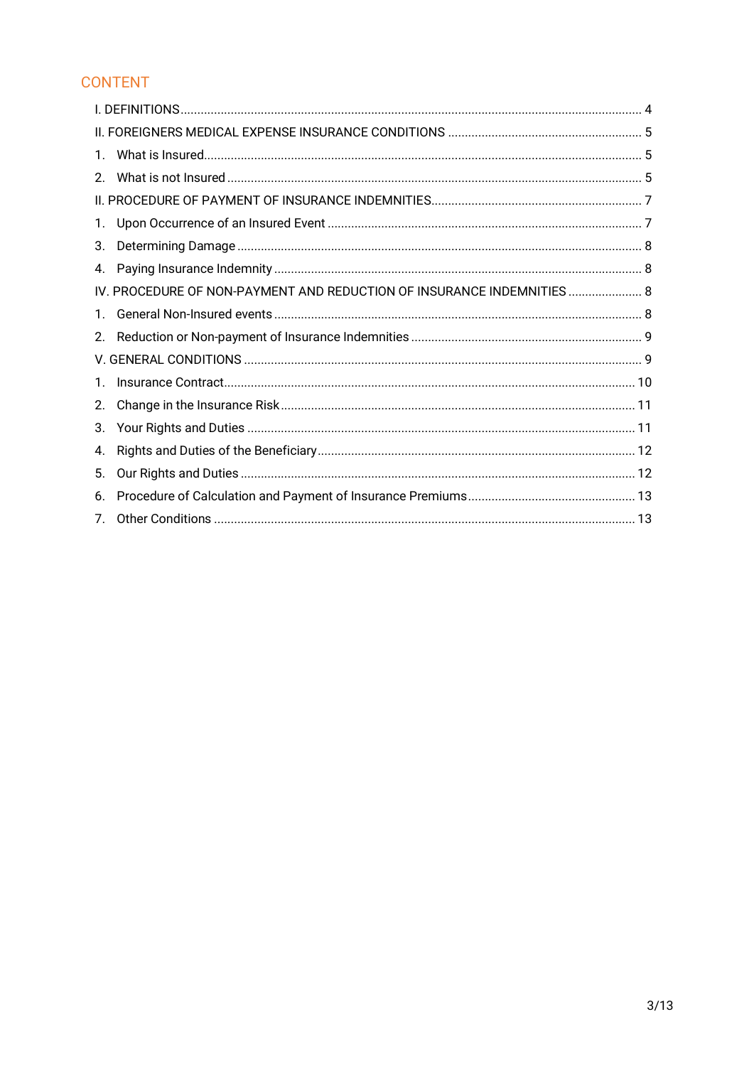## CONTENT

I. DEFINITIONS ........................................................................................................................................ 4

II. FOREIGNERS MEDICAL EXPENSE INSURANCE CONDITIONS ......................................................... 5

1. What is Insured................................................................................................................................ 5
2. What is not Insured ......................................................................................................................... 5

II. PROCEDURE OF PAYMENT OF INSURANCE INDEMNITIES.............................................................. 7

1. Upon Occurrence of an Insured Event ............................................................................................ 7
3. Determining Damage ...................................................................................................................... 8
4. Paying Insurance Indemnity ........................................................................................................... 8

IV. PROCEDURE OF NON-PAYMENT AND REDUCTION OF INSURANCE INDEMNITIES ...................... 8

1. General Non-Insured events ........................................................................................................... 8
2. Reduction or Non-payment of Insurance Indemnities ................................................................... 9

V. GENERAL CONDITIONS ..................................................................................................................... 9

1. Insurance Contract......................................................................................................................... 10
2. Change in the Insurance Risk ........................................................................................................ 11
3. Your Rights and Duties .................................................................................................................. 11
4. Rights and Duties of the Beneficiary.............................................................................................. 12
5. Our Rights and Duties .................................................................................................................... 12
6. Procedure of Calculation and Payment of Insurance Premiums.................................................. 13
7. Other Conditions ............................................................................................................................ 13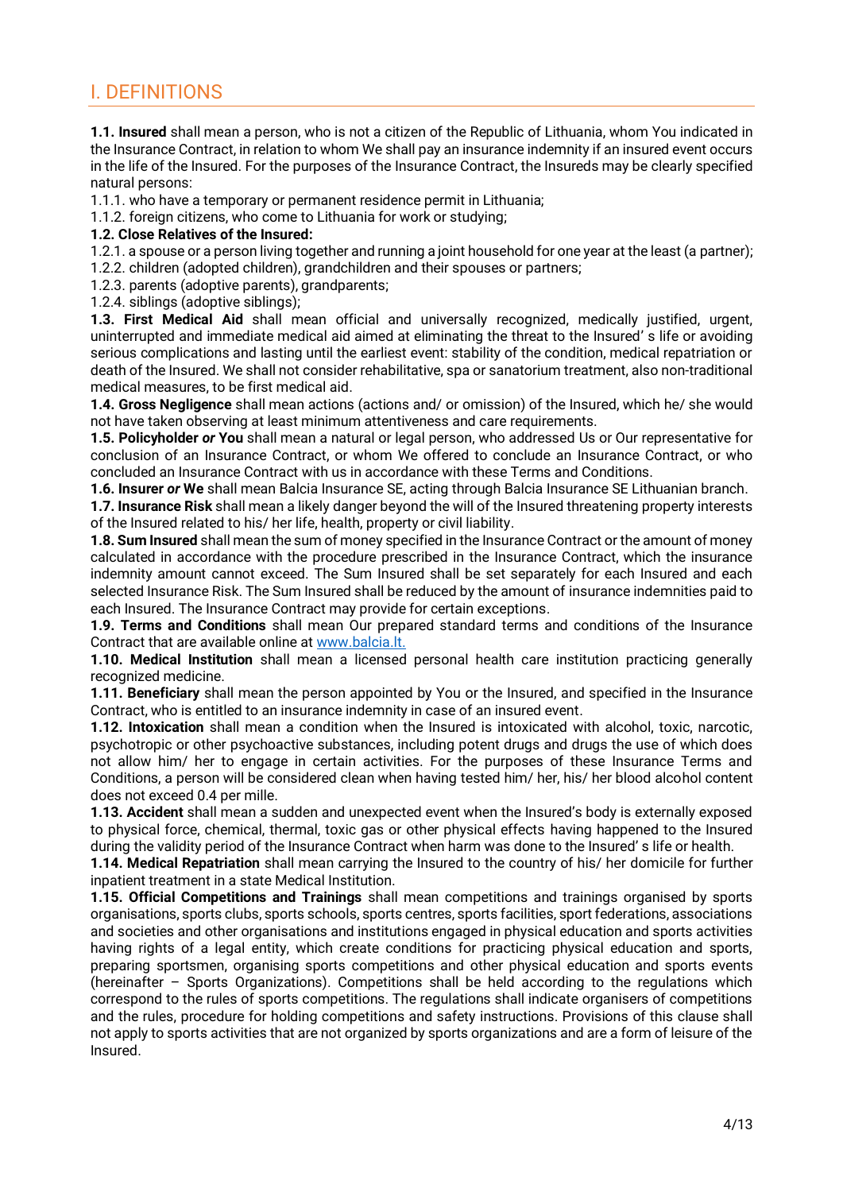## I. DEFINITIONS

**1.1. Insured** shall mean a person, who is not a citizen of the Republic of Lithuania, whom You indicated in the Insurance Contract, in relation to whom We shall pay an insurance indemnity if an insured event occurs in the life of the Insured. For the purposes of the Insurance Contract, the Insureds may be clearly specified natural persons:

1.1.1. who have a temporary or permanent residence permit in Lithuania;

1.1.2. foreign citizens, who come to Lithuania for work or studying;

**1.2. Close Relatives of the Insured:**

1.2.1. a spouse or a person living together and running a joint household for one year at the least (a partner);

1.2.2. children (adopted children), grandchildren and their spouses or partners;

1.2.3. parents (adoptive parents), grandparents;

1.2.4. siblings (adoptive siblings);

**1.3. First Medical Aid** shall mean official and universally recognized, medically justified, urgent, uninterrupted and immediate medical aid aimed at eliminating the threat to the Insured' s life or avoiding serious complications and lasting until the earliest event: stability of the condition, medical repatriation or death of the Insured. We shall not consider rehabilitative, spa or sanatorium treatment, also non-traditional medical measures, to be first medical aid.

**1.4. Gross Negligence** shall mean actions (actions and/ or omission) of the Insured, which he/ she would not have taken observing at least minimum attentiveness and care requirements.

**1.5. Policyholder *or* You** shall mean a natural or legal person, who addressed Us or Our representative for conclusion of an Insurance Contract, or whom We offered to conclude an Insurance Contract, or who concluded an Insurance Contract with us in accordance with these Terms and Conditions.

**1.6. Insurer *or* We** shall mean Balcia Insurance SE, acting through Balcia Insurance SE Lithuanian branch.

**1.7. Insurance Risk** shall mean a likely danger beyond the will of the Insured threatening property interests of the Insured related to his/ her life, health, property or civil liability.

**1.8. Sum Insured** shall mean the sum of money specified in the Insurance Contract or the amount of money calculated in accordance with the procedure prescribed in the Insurance Contract, which the insurance indemnity amount cannot exceed. The Sum Insured shall be set separately for each Insured and each selected Insurance Risk. The Sum Insured shall be reduced by the amount of insurance indemnities paid to each Insured. The Insurance Contract may provide for certain exceptions.

**1.9. Terms and Conditions** shall mean Our prepared standard terms and conditions of the Insurance Contract that are available online at www.balcia.lt.

**1.10. Medical Institution** shall mean a licensed personal health care institution practicing generally recognized medicine.

**1.11. Beneficiary** shall mean the person appointed by You or the Insured, and specified in the Insurance Contract, who is entitled to an insurance indemnity in case of an insured event.

**1.12. Intoxication** shall mean a condition when the Insured is intoxicated with alcohol, toxic, narcotic, psychotropic or other psychoactive substances, including potent drugs and drugs the use of which does not allow him/ her to engage in certain activities. For the purposes of these Insurance Terms and Conditions, a person will be considered clean when having tested him/ her, his/ her blood alcohol content does not exceed 0.4 per mille.

**1.13. Accident** shall mean a sudden and unexpected event when the Insured's body is externally exposed to physical force, chemical, thermal, toxic gas or other physical effects having happened to the Insured during the validity period of the Insurance Contract when harm was done to the Insured' s life or health.

**1.14. Medical Repatriation** shall mean carrying the Insured to the country of his/ her domicile for further inpatient treatment in a state Medical Institution.

**1.15. Official Competitions and Trainings** shall mean competitions and trainings organised by sports organisations, sports clubs, sports schools, sports centres, sports facilities, sport federations, associations and societies and other organisations and institutions engaged in physical education and sports activities having rights of a legal entity, which create conditions for practicing physical education and sports, preparing sportsmen, organising sports competitions and other physical education and sports events (hereinafter – Sports Organizations). Competitions shall be held according to the regulations which correspond to the rules of sports competitions. The regulations shall indicate organisers of competitions and the rules, procedure for holding competitions and safety instructions. Provisions of this clause shall not apply to sports activities that are not organized by sports organizations and are a form of leisure of the Insured.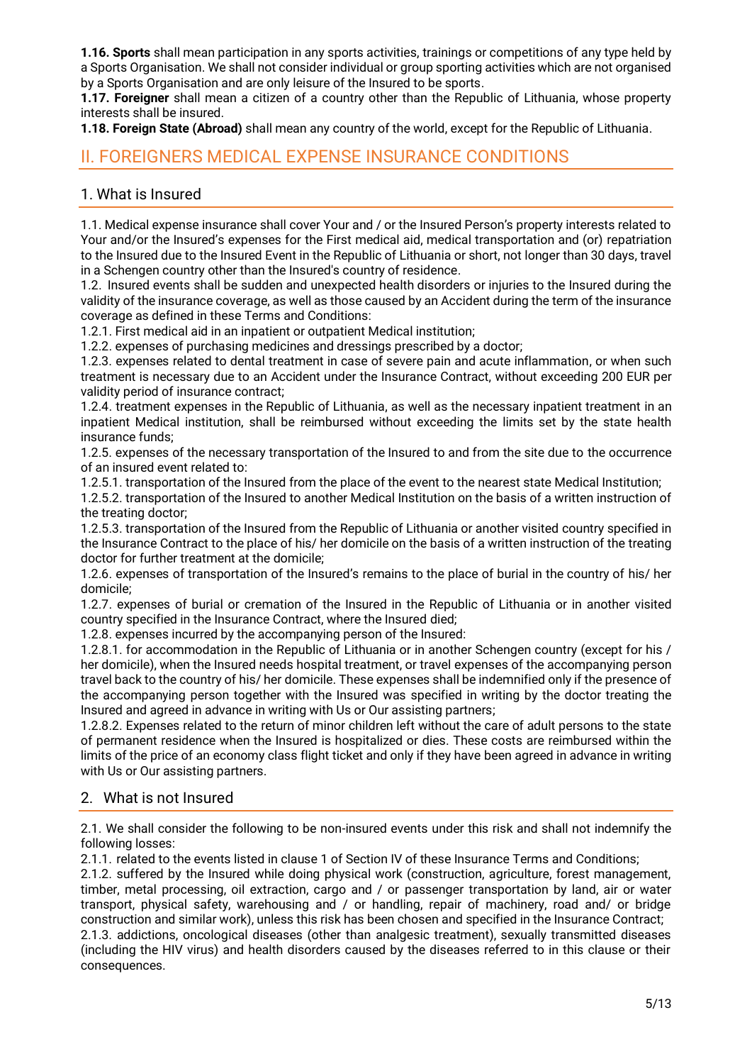**1.16. Sports** shall mean participation in any sports activities, trainings or competitions of any type held by a Sports Organisation. We shall not consider individual or group sporting activities which are not organised by a Sports Organisation and are only leisure of the Insured to be sports.

**1.17. Foreigner** shall mean a citizen of a country other than the Republic of Lithuania, whose property interests shall be insured.

**1.18. Foreign State (Abroad)** shall mean any country of the world, except for the Republic of Lithuania.

## II. FOREIGNERS MEDICAL EXPENSE INSURANCE CONDITIONS

### 1. What is Insured

1.1. Medical expense insurance shall cover Your and / or the Insured Person's property interests related to Your and/or the Insured's expenses for the First medical aid, medical transportation and (or) repatriation to the Insured due to the Insured Event in the Republic of Lithuania or short, not longer than 30 days, travel in a Schengen country other than the Insured's country of residence.

1.2. Insured events shall be sudden and unexpected health disorders or injuries to the Insured during the validity of the insurance coverage, as well as those caused by an Accident during the term of the insurance coverage as defined in these Terms and Conditions:

1.2.1. First medical aid in an inpatient or outpatient Medical institution;

1.2.2. expenses of purchasing medicines and dressings prescribed by a doctor;

1.2.3. expenses related to dental treatment in case of severe pain and acute inflammation, or when such treatment is necessary due to an Accident under the Insurance Contract, without exceeding 200 EUR per validity period of insurance contract;

1.2.4. treatment expenses in the Republic of Lithuania, as well as the necessary inpatient treatment in an inpatient Medical institution, shall be reimbursed without exceeding the limits set by the state health insurance funds;

1.2.5. expenses of the necessary transportation of the Insured to and from the site due to the occurrence of an insured event related to:

1.2.5.1. transportation of the Insured from the place of the event to the nearest state Medical Institution;

1.2.5.2. transportation of the Insured to another Medical Institution on the basis of a written instruction of the treating doctor;

1.2.5.3. transportation of the Insured from the Republic of Lithuania or another visited country specified in the Insurance Contract to the place of his/ her domicile on the basis of a written instruction of the treating doctor for further treatment at the domicile;

1.2.6. expenses of transportation of the Insured's remains to the place of burial in the country of his/ her domicile;

1.2.7. expenses of burial or cremation of the Insured in the Republic of Lithuania or in another visited country specified in the Insurance Contract, where the Insured died;

1.2.8. expenses incurred by the accompanying person of the Insured:

1.2.8.1. for accommodation in the Republic of Lithuania or in another Schengen country (except for his / her domicile), when the Insured needs hospital treatment, or travel expenses of the accompanying person travel back to the country of his/ her domicile. These expenses shall be indemnified only if the presence of the accompanying person together with the Insured was specified in writing by the doctor treating the Insured and agreed in advance in writing with Us or Our assisting partners;

1.2.8.2. Expenses related to the return of minor children left without the care of adult persons to the state of permanent residence when the Insured is hospitalized or dies. These costs are reimbursed within the limits of the price of an economy class flight ticket and only if they have been agreed in advance in writing with Us or Our assisting partners.

### 2. What is not Insured

2.1. We shall consider the following to be non-insured events under this risk and shall not indemnify the following losses:

2.1.1. related to the events listed in clause 1 of Section IV of these Insurance Terms and Conditions;

2.1.2. suffered by the Insured while doing physical work (construction, agriculture, forest management, timber, metal processing, oil extraction, cargo and / or passenger transportation by land, air or water transport, physical safety, warehousing and / or handling, repair of machinery, road and/ or bridge construction and similar work), unless this risk has been chosen and specified in the Insurance Contract;

2.1.3. addictions, oncological diseases (other than analgesic treatment), sexually transmitted diseases (including the HIV virus) and health disorders caused by the diseases referred to in this clause or their consequences.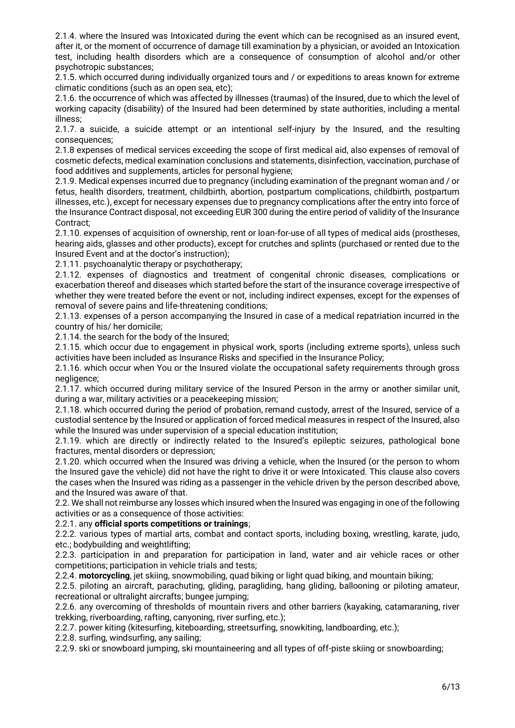2.1.4. where the Insured was Intoxicated during the event which can be recognised as an insured event, after it, or the moment of occurrence of damage till examination by a physician, or avoided an Intoxication test, including health disorders which are a consequence of consumption of alcohol and/or other psychotropic substances;

2.1.5. which occurred during individually organized tours and / or expeditions to areas known for extreme climatic conditions (such as an open sea, etc);

2.1.6. the occurrence of which was affected by illnesses (traumas) of the Insured, due to which the level of working capacity (disability) of the Insured had been determined by state authorities, including a mental illness;

2.1.7. a suicide, a suicide attempt or an intentional self-injury by the Insured, and the resulting consequences;

2.1.8 expenses of medical services exceeding the scope of first medical aid, also expenses of removal of cosmetic defects, medical examination conclusions and statements, disinfection, vaccination, purchase of food additives and supplements, articles for personal hygiene;

2.1.9. Medical expenses incurred due to pregnancy (including examination of the pregnant woman and / or fetus, health disorders, treatment, childbirth, abortion, postpartum complications, childbirth, postpartum illnesses, etc.), except for necessary expenses due to pregnancy complications after the entry into force of the Insurance Contract disposal, not exceeding EUR 300 during the entire period of validity of the Insurance Contract;

2.1.10. expenses of acquisition of ownership, rent or loan-for-use of all types of medical aids (prostheses, hearing aids, glasses and other products), except for crutches and splints (purchased or rented due to the Insured Event and at the doctor's instruction);

2.1.11. psychoanalytic therapy or psychotherapy;

2.1.12. expenses of diagnostics and treatment of congenital chronic diseases, complications or exacerbation thereof and diseases which started before the start of the insurance coverage irrespective of whether they were treated before the event or not, including indirect expenses, except for the expenses of removal of severe pains and life-threatening conditions;

2.1.13. expenses of a person accompanying the Insured in case of a medical repatriation incurred in the country of his/ her domicile;

2.1.14. the search for the body of the Insured;

2.1.15. which occur due to engagement in physical work, sports (including extreme sports), unless such activities have been included as Insurance Risks and specified in the Insurance Policy;

2.1.16. which occur when You or the Insured violate the occupational safety requirements through gross negligence;

2.1.17. which occurred during military service of the Insured Person in the army or another similar unit, during a war, military activities or a peacekeeping mission;

2.1.18. which occurred during the period of probation, remand custody, arrest of the Insured, service of a custodial sentence by the Insured or application of forced medical measures in respect of the Insured, also while the Insured was under supervision of a special education institution;

2.1.19. which are directly or indirectly related to the Insured's epileptic seizures, pathological bone fractures, mental disorders or depression;

2.1.20. which occurred when the Insured was driving a vehicle, when the Insured (or the person to whom the Insured gave the vehicle) did not have the right to drive it or were Intoxicated. This clause also covers the cases when the Insured was riding as a passenger in the vehicle driven by the person described above, and the Insured was aware of that.

2.2. We shall not reimburse any losses which insured when the Insured was engaging in one of the following activities or as a consequence of those activities:

2.2.1. any **official sports competitions or trainings**;

2.2.2. various types of martial arts, combat and contact sports, including boxing, wrestling, karate, judo, etc.; bodybuilding and weightlifting;

2.2.3. participation in and preparation for participation in land, water and air vehicle races or other competitions; participation in vehicle trials and tests;

2.2.4. **motorcycling**, jet skiing, snowmobiling, quad biking or light quad biking, and mountain biking;

2.2.5. piloting an aircraft, parachuting, gliding, paragliding, hang gliding, ballooning or piloting amateur, recreational or ultralight aircrafts; bungee jumping;

2.2.6. any overcoming of thresholds of mountain rivers and other barriers (kayaking, catamaraning, river trekking, riverboarding, rafting, canyoning, river surfing, etc.);

2.2.7. power kiting (kitesurfing, kiteboarding, streetsurfing, snowkiting, landboarding, etc.);

2.2.8. surfing, windsurfing, any sailing;

2.2.9. ski or snowboard jumping, ski mountaineering and all types of off-piste skiing or snowboarding;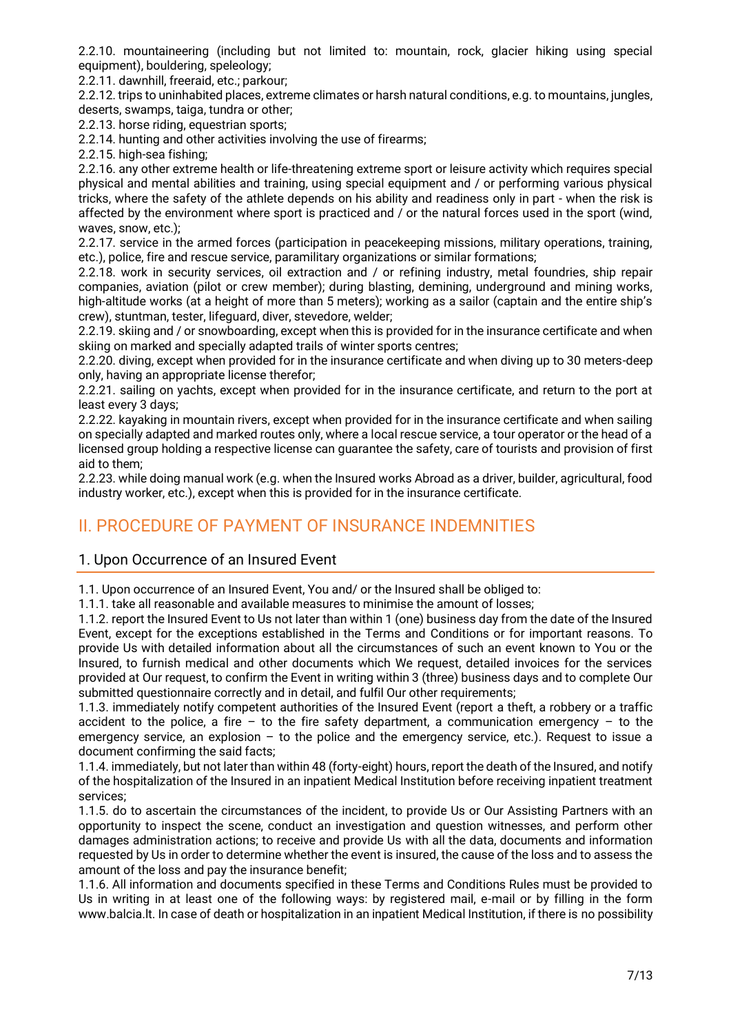2.2.10. mountaineering (including but not limited to: mountain, rock, glacier hiking using special equipment), bouldering, speleology;

2.2.11. dawnhill, freeraid, etc.; parkour;

2.2.12. trips to uninhabited places, extreme climates or harsh natural conditions, e.g. to mountains, jungles, deserts, swamps, taiga, tundra or other;

2.2.13. horse riding, equestrian sports;

2.2.14. hunting and other activities involving the use of firearms;

2.2.15. high-sea fishing;

2.2.16. any other extreme health or life-threatening extreme sport or leisure activity which requires special physical and mental abilities and training, using special equipment and / or performing various physical tricks, where the safety of the athlete depends on his ability and readiness only in part - when the risk is affected by the environment where sport is practiced and / or the natural forces used in the sport (wind, waves, snow, etc.);

2.2.17. service in the armed forces (participation in peacekeeping missions, military operations, training, etc.), police, fire and rescue service, paramilitary organizations or similar formations;

2.2.18. work in security services, oil extraction and / or refining industry, metal foundries, ship repair companies, aviation (pilot or crew member); during blasting, demining, underground and mining works, high-altitude works (at a height of more than 5 meters); working as a sailor (captain and the entire ship's crew), stuntman, tester, lifeguard, diver, stevedore, welder;

2.2.19. skiing and / or snowboarding, except when this is provided for in the insurance certificate and when skiing on marked and specially adapted trails of winter sports centres;

2.2.20. diving, except when provided for in the insurance certificate and when diving up to 30 meters-deep only, having an appropriate license therefor;

2.2.21. sailing on yachts, except when provided for in the insurance certificate, and return to the port at least every 3 days;

2.2.22. kayaking in mountain rivers, except when provided for in the insurance certificate and when sailing on specially adapted and marked routes only, where a local rescue service, a tour operator or the head of a licensed group holding a respective license can guarantee the safety, care of tourists and provision of first aid to them;

2.2.23. while doing manual work (e.g. when the Insured works Abroad as a driver, builder, agricultural, food industry worker, etc.), except when this is provided for in the insurance certificate.

# II. PROCEDURE OF PAYMENT OF INSURANCE INDEMNITIES

## 1. Upon Occurrence of an Insured Event

1.1. Upon occurrence of an Insured Event, You and/ or the Insured shall be obliged to:

1.1.1. take all reasonable and available measures to minimise the amount of losses;

1.1.2. report the Insured Event to Us not later than within 1 (one) business day from the date of the Insured Event, except for the exceptions established in the Terms and Conditions or for important reasons. To provide Us with detailed information about all the circumstances of such an event known to You or the Insured, to furnish medical and other documents which We request, detailed invoices for the services provided at Our request, to confirm the Event in writing within 3 (three) business days and to complete Our submitted questionnaire correctly and in detail, and fulfil Our other requirements;

1.1.3. immediately notify competent authorities of the Insured Event (report a theft, a robbery or a traffic accident to the police, a fire – to the fire safety department, a communication emergency – to the emergency service, an explosion – to the police and the emergency service, etc.). Request to issue a document confirming the said facts;

1.1.4. immediately, but not later than within 48 (forty-eight) hours, report the death of the Insured, and notify of the hospitalization of the Insured in an inpatient Medical Institution before receiving inpatient treatment services;

1.1.5. do to ascertain the circumstances of the incident, to provide Us or Our Assisting Partners with an opportunity to inspect the scene, conduct an investigation and question witnesses, and perform other damages administration actions; to receive and provide Us with all the data, documents and information requested by Us in order to determine whether the event is insured, the cause of the loss and to assess the amount of the loss and pay the insurance benefit;

1.1.6. All information and documents specified in these Terms and Conditions Rules must be provided to Us in writing in at least one of the following ways: by registered mail, e-mail or by filling in the form www.balcia.lt. In case of death or hospitalization in an inpatient Medical Institution, if there is no possibility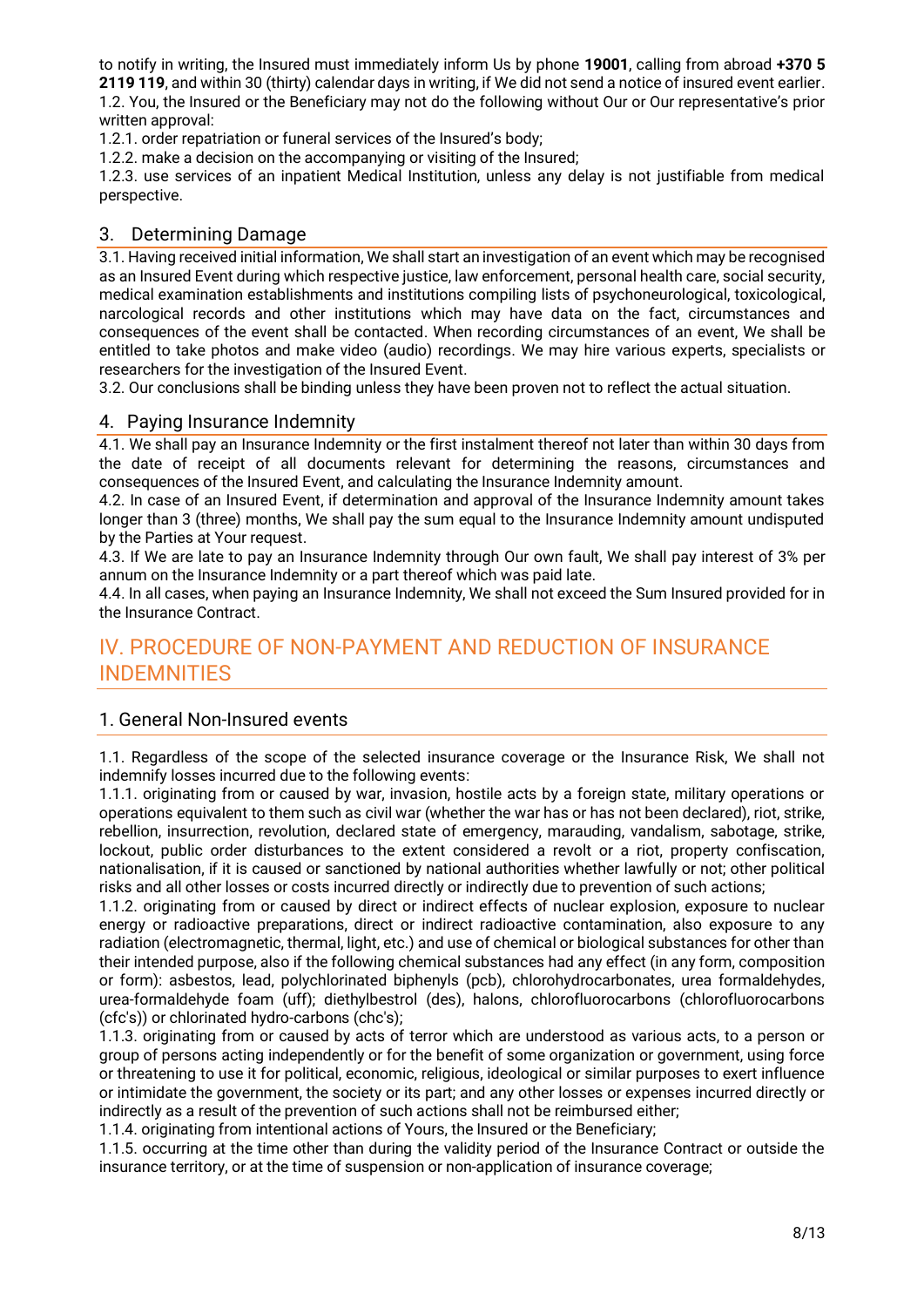to notify in writing, the Insured must immediately inform Us by phone **19001**, calling from abroad **+370 5 2119 119**, and within 30 (thirty) calendar days in writing, if We did not send a notice of insured event earlier.
1.2. You, the Insured or the Beneficiary may not do the following without Our or Our representative's prior written approval:
1.2.1. order repatriation or funeral services of the Insured's body;
1.2.2. make a decision on the accompanying or visiting of the Insured;
1.2.3. use services of an inpatient Medical Institution, unless any delay is not justifiable from medical perspective.

### 3. Determining Damage

3.1. Having received initial information, We shall start an investigation of an event which may be recognised as an Insured Event during which respective justice, law enforcement, personal health care, social security, medical examination establishments and institutions compiling lists of psychoneurological, toxicological, narcological records and other institutions which may have data on the fact, circumstances and consequences of the event shall be contacted. When recording circumstances of an event, We shall be entitled to take photos and make video (audio) recordings. We may hire various experts, specialists or researchers for the investigation of the Insured Event.
3.2. Our conclusions shall be binding unless they have been proven not to reflect the actual situation.

### 4. Paying Insurance Indemnity

4.1. We shall pay an Insurance Indemnity or the first instalment thereof not later than within 30 days from the date of receipt of all documents relevant for determining the reasons, circumstances and consequences of the Insured Event, and calculating the Insurance Indemnity amount.
4.2. In case of an Insured Event, if determination and approval of the Insurance Indemnity amount takes longer than 3 (three) months, We shall pay the sum equal to the Insurance Indemnity amount undisputed by the Parties at Your request.
4.3. If We are late to pay an Insurance Indemnity through Our own fault, We shall pay interest of 3% per annum on the Insurance Indemnity or a part thereof which was paid late.
4.4. In all cases, when paying an Insurance Indemnity, We shall not exceed the Sum Insured provided for in the Insurance Contract.

## IV. PROCEDURE OF NON-PAYMENT AND REDUCTION OF INSURANCE INDEMNITIES

### 1. General Non-Insured events

1.1. Regardless of the scope of the selected insurance coverage or the Insurance Risk, We shall not indemnify losses incurred due to the following events:
1.1.1. originating from or caused by war, invasion, hostile acts by a foreign state, military operations or operations equivalent to them such as civil war (whether the war has or has not been declared), riot, strike, rebellion, insurrection, revolution, declared state of emergency, marauding, vandalism, sabotage, strike, lockout, public order disturbances to the extent considered a revolt or a riot, property confiscation, nationalisation, if it is caused or sanctioned by national authorities whether lawfully or not; other political risks and all other losses or costs incurred directly or indirectly due to prevention of such actions;
1.1.2. originating from or caused by direct or indirect effects of nuclear explosion, exposure to nuclear energy or radioactive preparations, direct or indirect radioactive contamination, also exposure to any radiation (electromagnetic, thermal, light, etc.) and use of chemical or biological substances for other than their intended purpose, also if the following chemical substances had any effect (in any form, composition or form): asbestos, lead, polychlorinated biphenyls (pcb), chlorohydrocarbonates, urea formaldehydes, urea-formaldehyde foam (uff); diethylbestrol (des), halons, chlorofluorocarbons (chlorofluorocarbons (cfc's)) or chlorinated hydro-carbons (chc's);
1.1.3. originating from or caused by acts of terror which are understood as various acts, to a person or group of persons acting independently or for the benefit of some organization or government, using force or threatening to use it for political, economic, religious, ideological or similar purposes to exert influence or intimidate the government, the society or its part; and any other losses or expenses incurred directly or indirectly as a result of the prevention of such actions shall not be reimbursed either;
1.1.4. originating from intentional actions of Yours, the Insured or the Beneficiary;
1.1.5. occurring at the time other than during the validity period of the Insurance Contract or outside the insurance territory, or at the time of suspension or non-application of insurance coverage;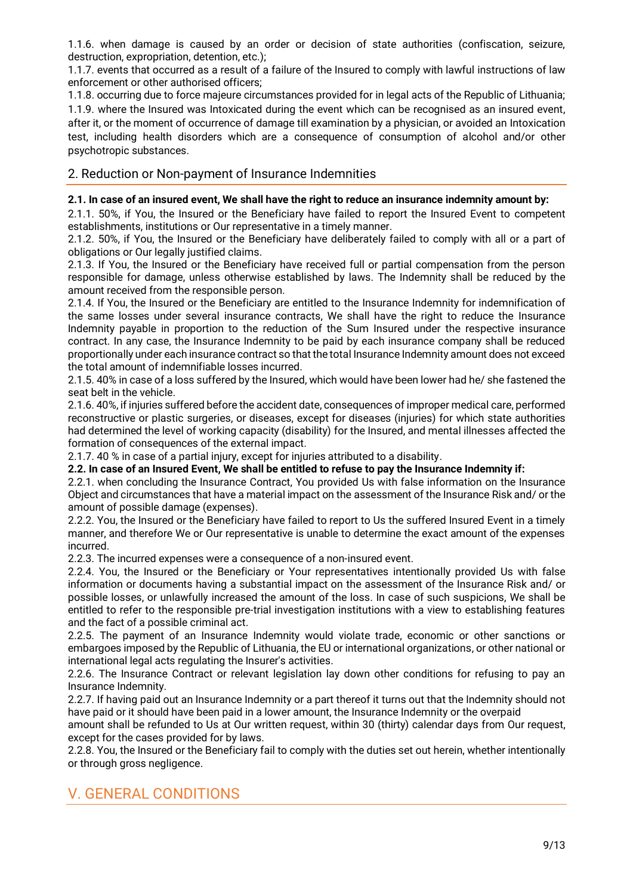1.1.6. when damage is caused by an order or decision of state authorities (confiscation, seizure, destruction, expropriation, detention, etc.);

1.1.7. events that occurred as a result of a failure of the Insured to comply with lawful instructions of law enforcement or other authorised officers;

1.1.8. occurring due to force majeure circumstances provided for in legal acts of the Republic of Lithuania;

1.1.9. where the Insured was Intoxicated during the event which can be recognised as an insured event, after it, or the moment of occurrence of damage till examination by a physician, or avoided an Intoxication test, including health disorders which are a consequence of consumption of alcohol and/or other psychotropic substances.

## 2. Reduction or Non-payment of Insurance Indemnities

**2.1. In case of an insured event, We shall have the right to reduce an insurance indemnity amount by:**

2.1.1. 50%, if You, the Insured or the Beneficiary have failed to report the Insured Event to competent establishments, institutions or Our representative in a timely manner.

2.1.2. 50%, if You, the Insured or the Beneficiary have deliberately failed to comply with all or a part of obligations or Our legally justified claims.

2.1.3. If You, the Insured or the Beneficiary have received full or partial compensation from the person responsible for damage, unless otherwise established by laws. The Indemnity shall be reduced by the amount received from the responsible person.

2.1.4. If You, the Insured or the Beneficiary are entitled to the Insurance Indemnity for indemnification of the same losses under several insurance contracts, We shall have the right to reduce the Insurance Indemnity payable in proportion to the reduction of the Sum Insured under the respective insurance contract. In any case, the Insurance Indemnity to be paid by each insurance company shall be reduced proportionally under each insurance contract so that the total Insurance Indemnity amount does not exceed the total amount of indemnifiable losses incurred.

2.1.5. 40% in case of a loss suffered by the Insured, which would have been lower had he/ she fastened the seat belt in the vehicle.

2.1.6. 40%, if injuries suffered before the accident date, consequences of improper medical care, performed reconstructive or plastic surgeries, or diseases, except for diseases (injuries) for which state authorities had determined the level of working capacity (disability) for the Insured, and mental illnesses affected the formation of consequences of the external impact.

2.1.7. 40 % in case of a partial injury, except for injuries attributed to a disability.

**2.2. In case of an Insured Event, We shall be entitled to refuse to pay the Insurance Indemnity if:**

2.2.1. when concluding the Insurance Contract, You provided Us with false information on the Insurance Object and circumstances that have a material impact on the assessment of the Insurance Risk and/ or the amount of possible damage (expenses).

2.2.2. You, the Insured or the Beneficiary have failed to report to Us the suffered Insured Event in a timely manner, and therefore We or Our representative is unable to determine the exact amount of the expenses incurred.

2.2.3. The incurred expenses were a consequence of a non-insured event.

2.2.4. You, the Insured or the Beneficiary or Your representatives intentionally provided Us with false information or documents having a substantial impact on the assessment of the Insurance Risk and/ or possible losses, or unlawfully increased the amount of the loss. In case of such suspicions, We shall be entitled to refer to the responsible pre-trial investigation institutions with a view to establishing features and the fact of a possible criminal act.

2.2.5. The payment of an Insurance Indemnity would violate trade, economic or other sanctions or embargoes imposed by the Republic of Lithuania, the EU or international organizations, or other national or international legal acts regulating the Insurer's activities.

2.2.6. The Insurance Contract or relevant legislation lay down other conditions for refusing to pay an Insurance Indemnity.

2.2.7. If having paid out an Insurance Indemnity or a part thereof it turns out that the Indemnity should not have paid or it should have been paid in a lower amount, the Insurance Indemnity or the overpaid amount shall be refunded to Us at Our written request, within 30 (thirty) calendar days from Our request, except for the cases provided for by laws.

2.2.8. You, the Insured or the Beneficiary fail to comply with the duties set out herein, whether intentionally or through gross negligence.

# V. GENERAL CONDITIONS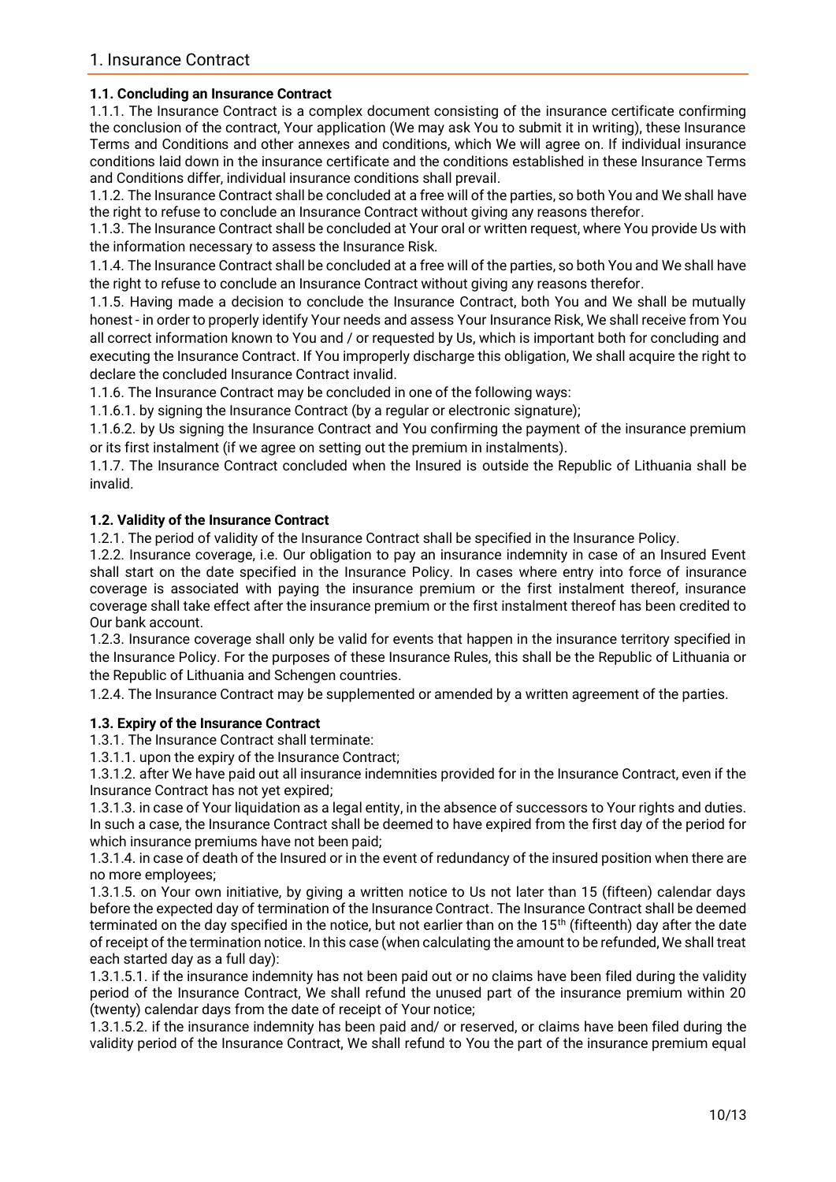# 1. Insurance Contract

### 1.1. Concluding an Insurance Contract

1.1.1. The Insurance Contract is a complex document consisting of the insurance certificate confirming the conclusion of the contract, Your application (We may ask You to submit it in writing), these Insurance Terms and Conditions and other annexes and conditions, which We will agree on. If individual insurance conditions laid down in the insurance certificate and the conditions established in these Insurance Terms and Conditions differ, individual insurance conditions shall prevail.

1.1.2. The Insurance Contract shall be concluded at a free will of the parties, so both You and We shall have the right to refuse to conclude an Insurance Contract without giving any reasons therefor.

1.1.3. The Insurance Contract shall be concluded at Your oral or written request, where You provide Us with the information necessary to assess the Insurance Risk.

1.1.4. The Insurance Contract shall be concluded at a free will of the parties, so both You and We shall have the right to refuse to conclude an Insurance Contract without giving any reasons therefor.

1.1.5. Having made a decision to conclude the Insurance Contract, both You and We shall be mutually honest - in order to properly identify Your needs and assess Your Insurance Risk, We shall receive from You all correct information known to You and / or requested by Us, which is important both for concluding and executing the Insurance Contract. If You improperly discharge this obligation, We shall acquire the right to declare the concluded Insurance Contract invalid.

1.1.6. The Insurance Contract may be concluded in one of the following ways:

1.1.6.1. by signing the Insurance Contract (by a regular or electronic signature);

1.1.6.2. by Us signing the Insurance Contract and You confirming the payment of the insurance premium or its first instalment (if we agree on setting out the premium in instalments).

1.1.7. The Insurance Contract concluded when the Insured is outside the Republic of Lithuania shall be invalid.

### 1.2. Validity of the Insurance Contract

1.2.1. The period of validity of the Insurance Contract shall be specified in the Insurance Policy.

1.2.2. Insurance coverage, i.e. Our obligation to pay an insurance indemnity in case of an Insured Event shall start on the date specified in the Insurance Policy. In cases where entry into force of insurance coverage is associated with paying the insurance premium or the first instalment thereof, insurance coverage shall take effect after the insurance premium or the first instalment thereof has been credited to Our bank account.

1.2.3. Insurance coverage shall only be valid for events that happen in the insurance territory specified in the Insurance Policy. For the purposes of these Insurance Rules, this shall be the Republic of Lithuania or the Republic of Lithuania and Schengen countries.

1.2.4. The Insurance Contract may be supplemented or amended by a written agreement of the parties.

### 1.3. Expiry of the Insurance Contract

1.3.1. The Insurance Contract shall terminate:

1.3.1.1. upon the expiry of the Insurance Contract;

1.3.1.2. after We have paid out all insurance indemnities provided for in the Insurance Contract, even if the Insurance Contract has not yet expired;

1.3.1.3. in case of Your liquidation as a legal entity, in the absence of successors to Your rights and duties. In such a case, the Insurance Contract shall be deemed to have expired from the first day of the period for which insurance premiums have not been paid;

1.3.1.4. in case of death of the Insured or in the event of redundancy of the insured position when there are no more employees;

1.3.1.5. on Your own initiative, by giving a written notice to Us not later than 15 (fifteen) calendar days before the expected day of termination of the Insurance Contract. The Insurance Contract shall be deemed terminated on the day specified in the notice, but not earlier than on the 15th (fifteenth) day after the date of receipt of the termination notice. In this case (when calculating the amount to be refunded, We shall treat each started day as a full day):

1.3.1.5.1. if the insurance indemnity has not been paid out or no claims have been filed during the validity period of the Insurance Contract, We shall refund the unused part of the insurance premium within 20 (twenty) calendar days from the date of receipt of Your notice;

1.3.1.5.2. if the insurance indemnity has been paid and/ or reserved, or claims have been filed during the validity period of the Insurance Contract, We shall refund to You the part of the insurance premium equal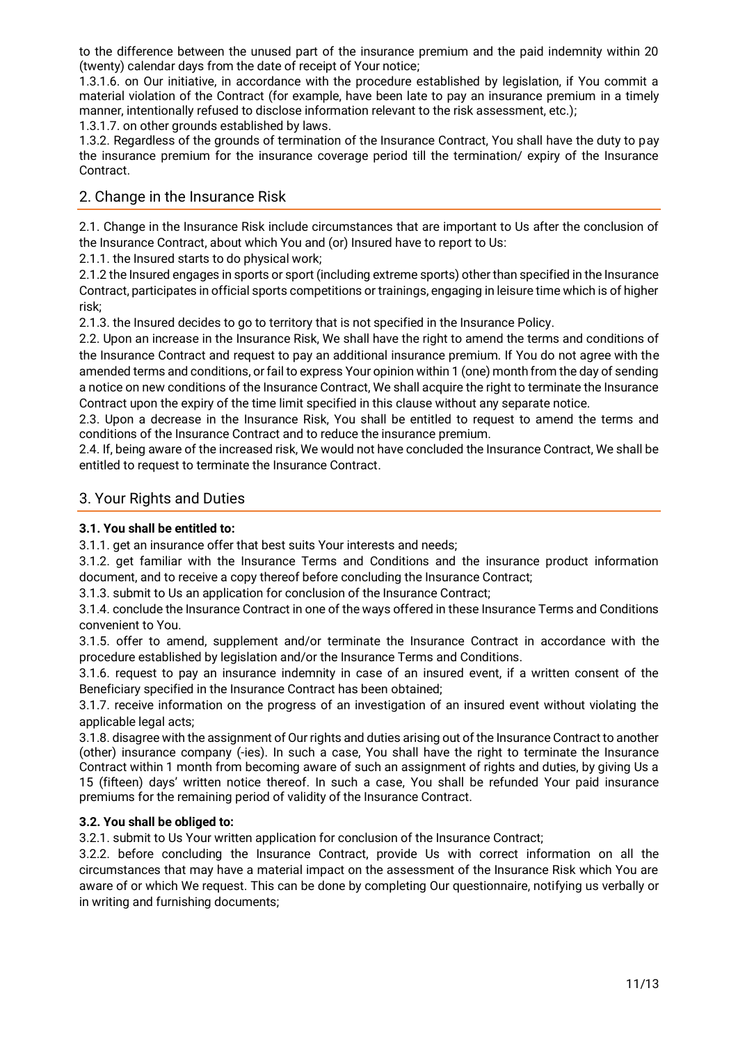to the difference between the unused part of the insurance premium and the paid indemnity within 20 (twenty) calendar days from the date of receipt of Your notice;

1.3.1.6. on Our initiative, in accordance with the procedure established by legislation, if You commit a material violation of the Contract (for example, have been late to pay an insurance premium in a timely manner, intentionally refused to disclose information relevant to the risk assessment, etc.);

1.3.1.7. on other grounds established by laws.

1.3.2. Regardless of the grounds of termination of the Insurance Contract, You shall have the duty to pay the insurance premium for the insurance coverage period till the termination/ expiry of the Insurance Contract.

## 2. Change in the Insurance Risk

2.1. Change in the Insurance Risk include circumstances that are important to Us after the conclusion of the Insurance Contract, about which You and (or) Insured have to report to Us:

2.1.1. the Insured starts to do physical work;

2.1.2 the Insured engages in sports or sport (including extreme sports) other than specified in the Insurance Contract, participates in official sports competitions or trainings, engaging in leisure time which is of higher risk;

2.1.3. the Insured decides to go to territory that is not specified in the Insurance Policy.

2.2. Upon an increase in the Insurance Risk, We shall have the right to amend the terms and conditions of the Insurance Contract and request to pay an additional insurance premium. If You do not agree with the amended terms and conditions, or fail to express Your opinion within 1 (one) month from the day of sending a notice on new conditions of the Insurance Contract, We shall acquire the right to terminate the Insurance Contract upon the expiry of the time limit specified in this clause without any separate notice.

2.3. Upon a decrease in the Insurance Risk, You shall be entitled to request to amend the terms and conditions of the Insurance Contract and to reduce the insurance premium.

2.4. If, being aware of the increased risk, We would not have concluded the Insurance Contract, We shall be entitled to request to terminate the Insurance Contract.

## 3. Your Rights and Duties

**3.1. You shall be entitled to:**

3.1.1. get an insurance offer that best suits Your interests and needs;

3.1.2. get familiar with the Insurance Terms and Conditions and the insurance product information document, and to receive a copy thereof before concluding the Insurance Contract;

3.1.3. submit to Us an application for conclusion of the Insurance Contract;

3.1.4. conclude the Insurance Contract in one of the ways offered in these Insurance Terms and Conditions convenient to You.

3.1.5. offer to amend, supplement and/or terminate the Insurance Contract in accordance with the procedure established by legislation and/or the Insurance Terms and Conditions.

3.1.6. request to pay an insurance indemnity in case of an insured event, if a written consent of the Beneficiary specified in the Insurance Contract has been obtained;

3.1.7. receive information on the progress of an investigation of an insured event without violating the applicable legal acts;

3.1.8. disagree with the assignment of Our rights and duties arising out of the Insurance Contract to another (other) insurance company (-ies). In such a case, You shall have the right to terminate the Insurance Contract within 1 month from becoming aware of such an assignment of rights and duties, by giving Us a 15 (fifteen) days' written notice thereof. In such a case, You shall be refunded Your paid insurance premiums for the remaining period of validity of the Insurance Contract.

**3.2. You shall be obliged to:**

3.2.1. submit to Us Your written application for conclusion of the Insurance Contract;

3.2.2. before concluding the Insurance Contract, provide Us with correct information on all the circumstances that may have a material impact on the assessment of the Insurance Risk which You are aware of or which We request. This can be done by completing Our questionnaire, notifying us verbally or in writing and furnishing documents;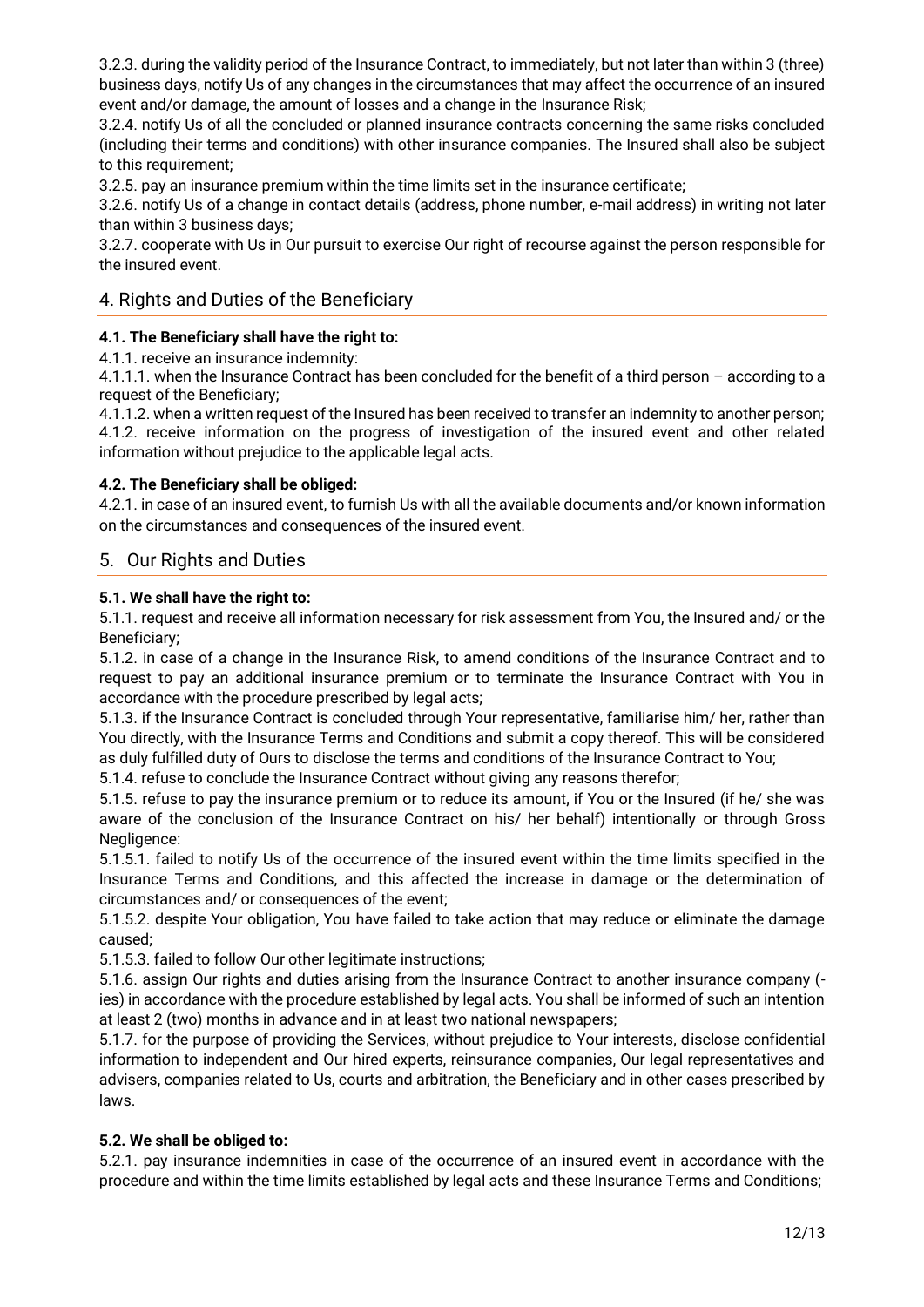3.2.3. during the validity period of the Insurance Contract, to immediately, but not later than within 3 (three) business days, notify Us of any changes in the circumstances that may affect the occurrence of an insured event and/or damage, the amount of losses and a change in the Insurance Risk;

3.2.4. notify Us of all the concluded or planned insurance contracts concerning the same risks concluded (including their terms and conditions) with other insurance companies. The Insured shall also be subject to this requirement;

3.2.5. pay an insurance premium within the time limits set in the insurance certificate;

3.2.6. notify Us of a change in contact details (address, phone number, e-mail address) in writing not later than within 3 business days;

3.2.7. cooperate with Us in Our pursuit to exercise Our right of recourse against the person responsible for the insured event.

## 4. Rights and Duties of the Beneficiary

**4.1. The Beneficiary shall have the right to:**

4.1.1. receive an insurance indemnity:

4.1.1.1. when the Insurance Contract has been concluded for the benefit of a third person – according to a request of the Beneficiary;

4.1.1.2. when a written request of the Insured has been received to transfer an indemnity to another person;

4.1.2. receive information on the progress of investigation of the insured event and other related information without prejudice to the applicable legal acts.

**4.2. The Beneficiary shall be obliged:**

4.2.1. in case of an insured event, to furnish Us with all the available documents and/or known information on the circumstances and consequences of the insured event.

## 5. Our Rights and Duties

**5.1. We shall have the right to:**

5.1.1. request and receive all information necessary for risk assessment from You, the Insured and/ or the Beneficiary;

5.1.2. in case of a change in the Insurance Risk, to amend conditions of the Insurance Contract and to request to pay an additional insurance premium or to terminate the Insurance Contract with You in accordance with the procedure prescribed by legal acts;

5.1.3. if the Insurance Contract is concluded through Your representative, familiarise him/ her, rather than You directly, with the Insurance Terms and Conditions and submit a copy thereof. This will be considered as duly fulfilled duty of Ours to disclose the terms and conditions of the Insurance Contract to You;

5.1.4. refuse to conclude the Insurance Contract without giving any reasons therefor;

5.1.5. refuse to pay the insurance premium or to reduce its amount, if You or the Insured (if he/ she was aware of the conclusion of the Insurance Contract on his/ her behalf) intentionally or through Gross Negligence:

5.1.5.1. failed to notify Us of the occurrence of the insured event within the time limits specified in the Insurance Terms and Conditions, and this affected the increase in damage or the determination of circumstances and/ or consequences of the event;

5.1.5.2. despite Your obligation, You have failed to take action that may reduce or eliminate the damage caused;

5.1.5.3. failed to follow Our other legitimate instructions;

5.1.6. assign Our rights and duties arising from the Insurance Contract to another insurance company (-ies) in accordance with the procedure established by legal acts. You shall be informed of such an intention at least 2 (two) months in advance and in at least two national newspapers;

5.1.7. for the purpose of providing the Services, without prejudice to Your interests, disclose confidential information to independent and Our hired experts, reinsurance companies, Our legal representatives and advisers, companies related to Us, courts and arbitration, the Beneficiary and in other cases prescribed by laws.

**5.2. We shall be obliged to:**

5.2.1. pay insurance indemnities in case of the occurrence of an insured event in accordance with the procedure and within the time limits established by legal acts and these Insurance Terms and Conditions;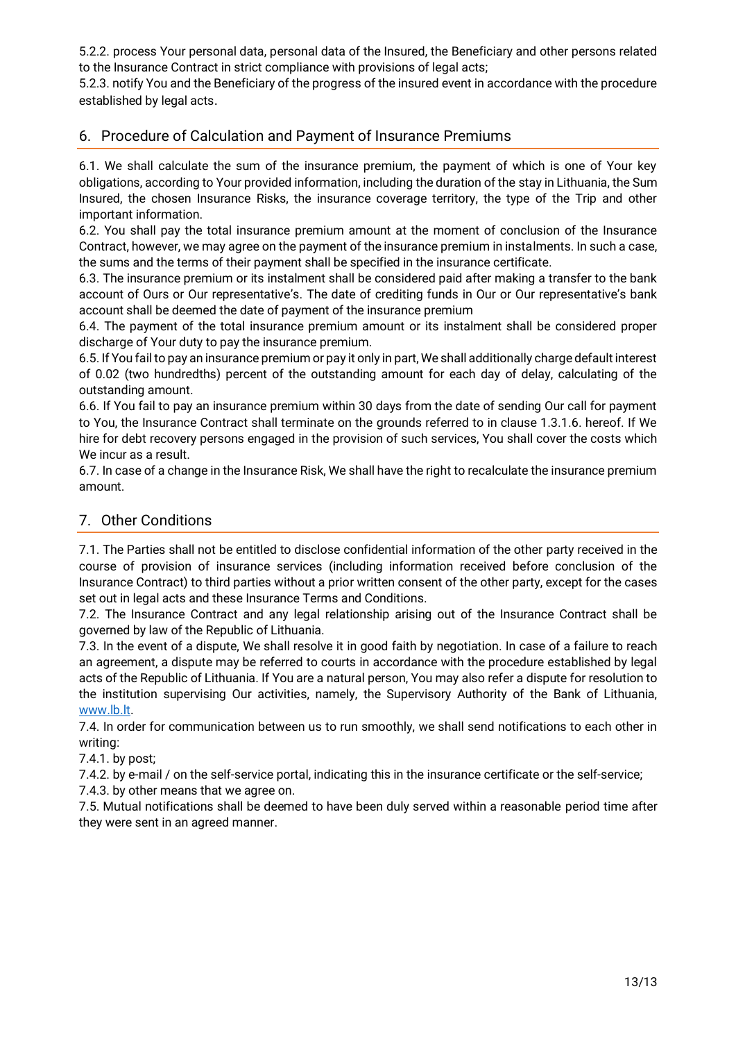5.2.2. process Your personal data, personal data of the Insured, the Beneficiary and other persons related to the Insurance Contract in strict compliance with provisions of legal acts;

5.2.3. notify You and the Beneficiary of the progress of the insured event in accordance with the procedure established by legal acts.

## 6. Procedure of Calculation and Payment of Insurance Premiums

6.1. We shall calculate the sum of the insurance premium, the payment of which is one of Your key obligations, according to Your provided information, including the duration of the stay in Lithuania, the Sum Insured, the chosen Insurance Risks, the insurance coverage territory, the type of the Trip and other important information.

6.2. You shall pay the total insurance premium amount at the moment of conclusion of the Insurance Contract, however, we may agree on the payment of the insurance premium in instalments. In such a case, the sums and the terms of their payment shall be specified in the insurance certificate.

6.3. The insurance premium or its instalment shall be considered paid after making a transfer to the bank account of Ours or Our representative's. The date of crediting funds in Our or Our representative's bank account shall be deemed the date of payment of the insurance premium

6.4. The payment of the total insurance premium amount or its instalment shall be considered proper discharge of Your duty to pay the insurance premium.

6.5. If You fail to pay an insurance premium or pay it only in part, We shall additionally charge default interest of 0.02 (two hundredths) percent of the outstanding amount for each day of delay, calculating of the outstanding amount.

6.6. If You fail to pay an insurance premium within 30 days from the date of sending Our call for payment to You, the Insurance Contract shall terminate on the grounds referred to in clause 1.3.1.6. hereof. If We hire for debt recovery persons engaged in the provision of such services, You shall cover the costs which We incur as a result.

6.7. In case of a change in the Insurance Risk, We shall have the right to recalculate the insurance premium amount.

## 7. Other Conditions

7.1. The Parties shall not be entitled to disclose confidential information of the other party received in the course of provision of insurance services (including information received before conclusion of the Insurance Contract) to third parties without a prior written consent of the other party, except for the cases set out in legal acts and these Insurance Terms and Conditions.

7.2. The Insurance Contract and any legal relationship arising out of the Insurance Contract shall be governed by law of the Republic of Lithuania.

7.3. In the event of a dispute, We shall resolve it in good faith by negotiation. In case of a failure to reach an agreement, a dispute may be referred to courts in accordance with the procedure established by legal acts of the Republic of Lithuania. If You are a natural person, You may also refer a dispute for resolution to the institution supervising Our activities, namely, the Supervisory Authority of the Bank of Lithuania, [www.lb.lt](http://www.lb.lt).

7.4. In order for communication between us to run smoothly, we shall send notifications to each other in writing:

7.4.1. by post;

7.4.2. by e-mail / on the self-service portal, indicating this in the insurance certificate or the self-service;

7.4.3. by other means that we agree on.

7.5. Mutual notifications shall be deemed to have been duly served within a reasonable period time after they were sent in an agreed manner.